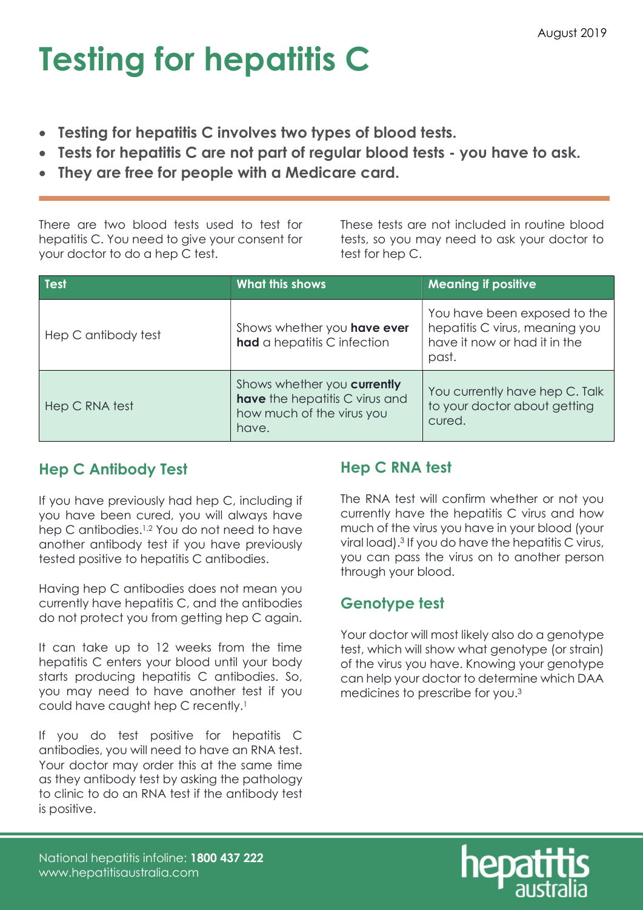August 2019

# Testing for hepatitis C

- **Testing for hepatitis C involves two types of blood tests.**
- **Tests for hepatitis C are not part of regular blood tests - you have to ask.**
- **They are free for people with a Medicare card.**

There are two blood tests used to test for hepatitis C. You need to give your consent for your doctor to do a hep C test.

These tests are not included in routine blood tests, so you may need to ask your doctor to test for hep C.

| Test | What this shows | Meaning if positive |
|---|---|---|
| Hep C antibody test | Shows whether you **have ever had** a hepatitis C infection | You have been exposed to the hepatitis C virus, meaning you have it now or had it in the past. |
| Hep C RNA test | Shows whether you **currently have** the hepatitis C virus and how much of the virus you have. | You currently have hep C. Talk to your doctor about getting cured. |

## Hep C Antibody Test

If you have previously had hep C, including if you have been cured, you will always have hep C antibodies.[1,2] You do not need to have another antibody test if you have previously tested positive to hepatitis C antibodies.

Having hep C antibodies does not mean you currently have hepatitis C, and the antibodies do not protect you from getting hep C again.

It can take up to 12 weeks from the time hepatitis C enters your blood until your body starts producing hepatitis C antibodies. So, you may need to have another test if you could have caught hep C recently.[1]

If you do test positive for hepatitis C antibodies, you will need to have an RNA test. Your doctor may order this at the same time as they antibody test by asking the pathology to clinic to do an RNA test if the antibody test is positive.

## Hep C RNA test

The RNA test will confirm whether or not you currently have the hepatitis C virus and how much of the virus you have in your blood (your viral load).[3] If you do have the hepatitis C virus, you can pass the virus on to another person through your blood.

## Genotype test

Your doctor will most likely also do a genotype test, which will show what genotype (or strain) of the virus you have. Knowing your genotype can help your doctor to determine which DAA medicines to prescribe for you.[3]

National hepatitis infoline: **1800 437 222**
www.hepatitisaustralia.com

hepatitis australia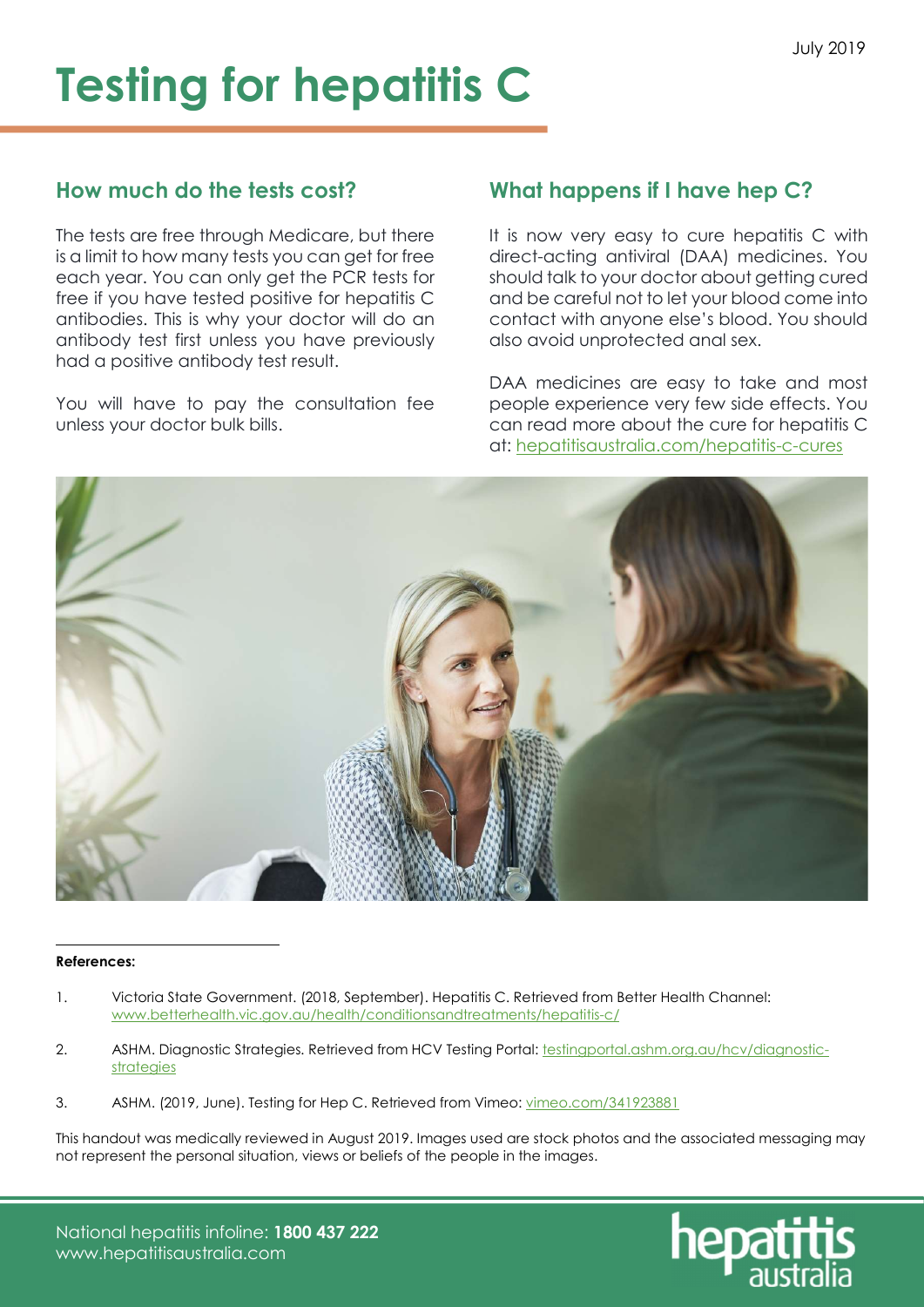# Testing for hepatitis C

July 2019

## How much do the tests cost?

The tests are free through Medicare, but there is a limit to how many tests you can get for free each year. You can only get the PCR tests for free if you have tested positive for hepatitis C antibodies. This is why your doctor will do an antibody test first unless you have previously had a positive antibody test result.

You will have to pay the consultation fee unless your doctor bulk bills.

## What happens if I have hep C?

It is now very easy to cure hepatitis C with direct-acting antiviral (DAA) medicines. You should talk to your doctor about getting cured and be careful not to let your blood come into contact with anyone else's blood. You should also avoid unprotected anal sex.

DAA medicines are easy to take and most people experience very few side effects. You can read more about the cure for hepatitis C at: hepatitisaustralia.com/hepatitis-c-cures

---

**References:**

1. Victoria State Government. (2018, September). Hepatitis C. Retrieved from Better Health Channel: www.betterhealth.vic.gov.au/health/conditionsandtreatments/hepatitis-c/
2. ASHM. Diagnostic Strategies. Retrieved from HCV Testing Portal: testingportal.ashm.org.au/hcv/diagnostic-strategies
3. ASHM. (2019, June). Testing for Hep C. Retrieved from Vimeo: vimeo.com/341923881

This handout was medically reviewed in August 2019. Images used are stock photos and the associated messaging may not represent the personal situation, views or beliefs of the people in the images.

National hepatitis infoline: **1800 437 222**
www.hepatitisaustralia.com

hepatitis australia